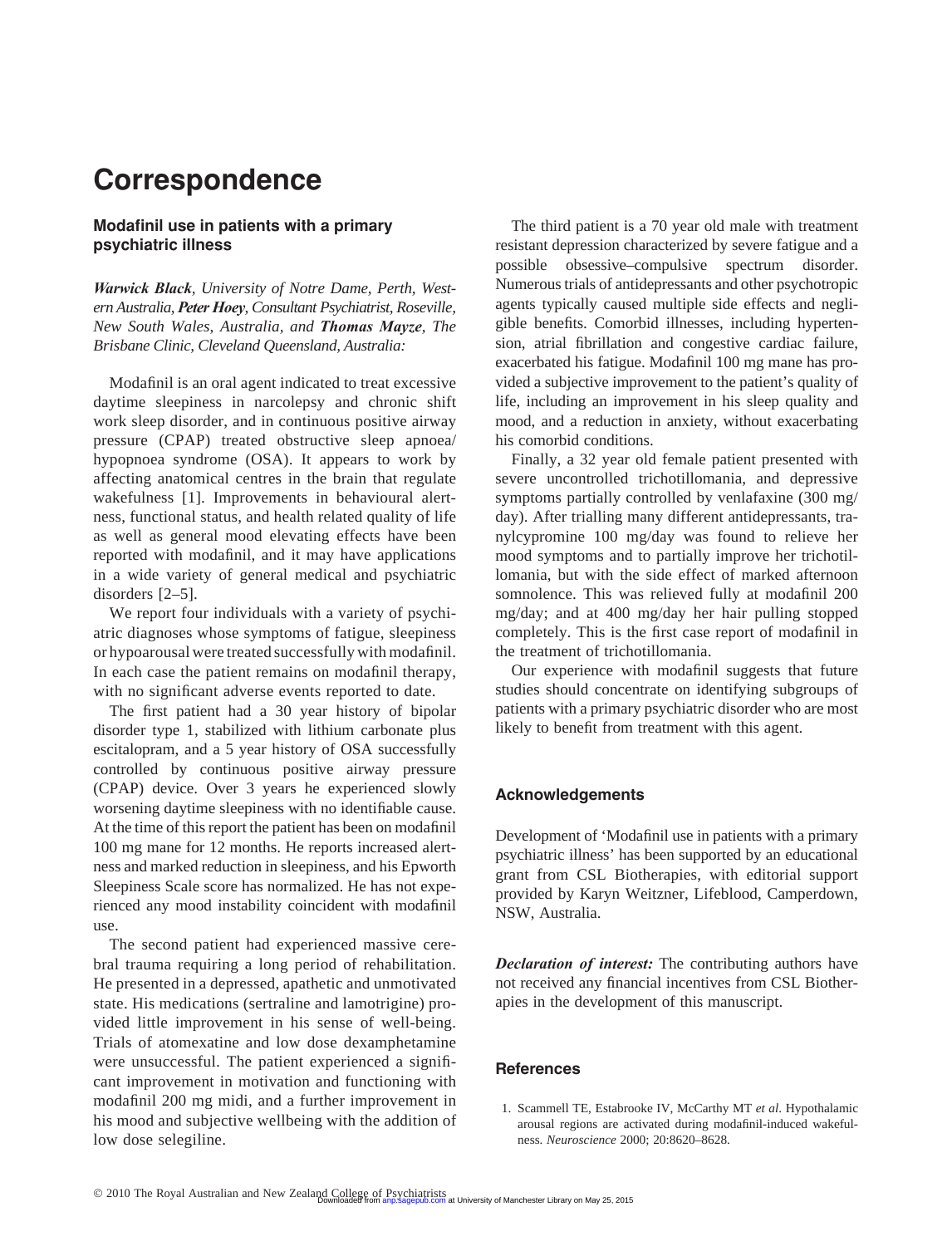# Correspondence

## Modafinil use in patients with a primary psychiatric illness

***Warwick Black**, University of Notre Dame, Perth, Western Australia, **Peter Hoey**, Consultant Psychiatrist, Roseville, New South Wales, Australia, and **Thomas Mayze**, The Brisbane Clinic, Cleveland Queensland, Australia:*

Modafinil is an oral agent indicated to treat excessive daytime sleepiness in narcolepsy and chronic shift work sleep disorder, and in continuous positive airway pressure (CPAP) treated obstructive sleep apnoea/hypopnoea syndrome (OSA). It appears to work by affecting anatomical centres in the brain that regulate wakefulness [1]. Improvements in behavioural alertness, functional status, and health related quality of life as well as general mood elevating effects have been reported with modafinil, and it may have applications in a wide variety of general medical and psychiatric disorders [2–5].

We report four individuals with a variety of psychiatric diagnoses whose symptoms of fatigue, sleepiness or hypoarousal were treated successfully with modafinil. In each case the patient remains on modafinil therapy, with no significant adverse events reported to date.

The first patient had a 30 year history of bipolar disorder type 1, stabilized with lithium carbonate plus escitalopram, and a 5 year history of OSA successfully controlled by continuous positive airway pressure (CPAP) device. Over 3 years he experienced slowly worsening daytime sleepiness with no identifiable cause. At the time of this report the patient has been on modafinil 100 mg mane for 12 months. He reports increased alertness and marked reduction in sleepiness, and his Epworth Sleepiness Scale score has normalized. He has not experienced any mood instability coincident with modafinil use.

The second patient had experienced massive cerebral trauma requiring a long period of rehabilitation. He presented in a depressed, apathetic and unmotivated state. His medications (sertraline and lamotrigine) provided little improvement in his sense of well-being. Trials of atomexatine and low dose dexamphetamine were unsuccessful. The patient experienced a significant improvement in motivation and functioning with modafinil 200 mg midi, and a further improvement in his mood and subjective wellbeing with the addition of low dose selegiline.

The third patient is a 70 year old male with treatment resistant depression characterized by severe fatigue and a possible obsessive–compulsive spectrum disorder. Numerous trials of antidepressants and other psychotropic agents typically caused multiple side effects and negligible benefits. Comorbid illnesses, including hypertension, atrial fibrillation and congestive cardiac failure, exacerbated his fatigue. Modafinil 100 mg mane has provided a subjective improvement to the patient's quality of life, including an improvement in his sleep quality and mood, and a reduction in anxiety, without exacerbating his comorbid conditions.

Finally, a 32 year old female patient presented with severe uncontrolled trichotillomania, and depressive symptoms partially controlled by venlafaxine (300 mg/day). After trialling many different antidepressants, tranylcypromine 100 mg/day was found to relieve her mood symptoms and to partially improve her trichotillomania, but with the side effect of marked afternoon somnolence. This was relieved fully at modafinil 200 mg/day; and at 400 mg/day her hair pulling stopped completely. This is the first case report of modafinil in the treatment of trichotillomania.

Our experience with modafinil suggests that future studies should concentrate on identifying subgroups of patients with a primary psychiatric disorder who are most likely to benefit from treatment with this agent.

### Acknowledgements

Development of 'Modafinil use in patients with a primary psychiatric illness' has been supported by an educational grant from CSL Biotherapies, with editorial support provided by Karyn Weitzner, Lifeblood, Camperdown, NSW, Australia.

***Declaration of interest:*** The contributing authors have not received any financial incentives from CSL Biotherapies in the development of this manuscript.

### References

1. Scammell TE, Estabrooke IV, McCarthy MT *et al*. Hypothalamic arousal regions are activated during modafinil-induced wakefulness. *Neuroscience* 2000; 20:8620–8628.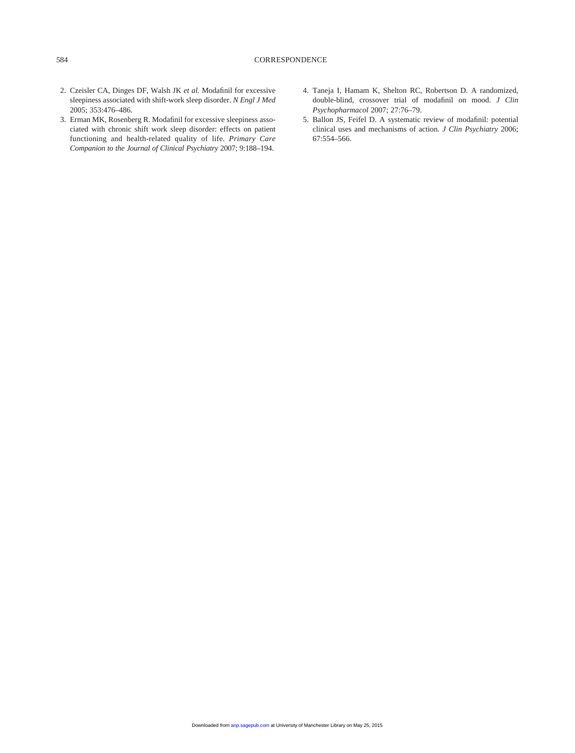2. Czeisler CA, Dinges DF, Walsh JK *et al.* Modafinil for excessive sleepiness associated with shift-work sleep disorder. *N Engl J Med* 2005; 353:476–486.
3. Erman MK, Rosenberg R. Modafinil for excessive sleepiness associated with chronic shift work sleep disorder: effects on patient functioning and health-related quality of life. *Primary Care Companion to the Journal of Clinical Psychiatry* 2007; 9:188–194.
4. Taneja I, Hamam K, Shelton RC, Robertson D. A randomized, double-blind, crossover trial of modafinil on mood. *J Clin Psychopharmacol* 2007; 27:76–79.
5. Ballon JS, Feifel D. A systematic review of modafinil: potential clinical uses and mechanisms of action. *J Clin Psychiatry* 2006; 67:554–566.